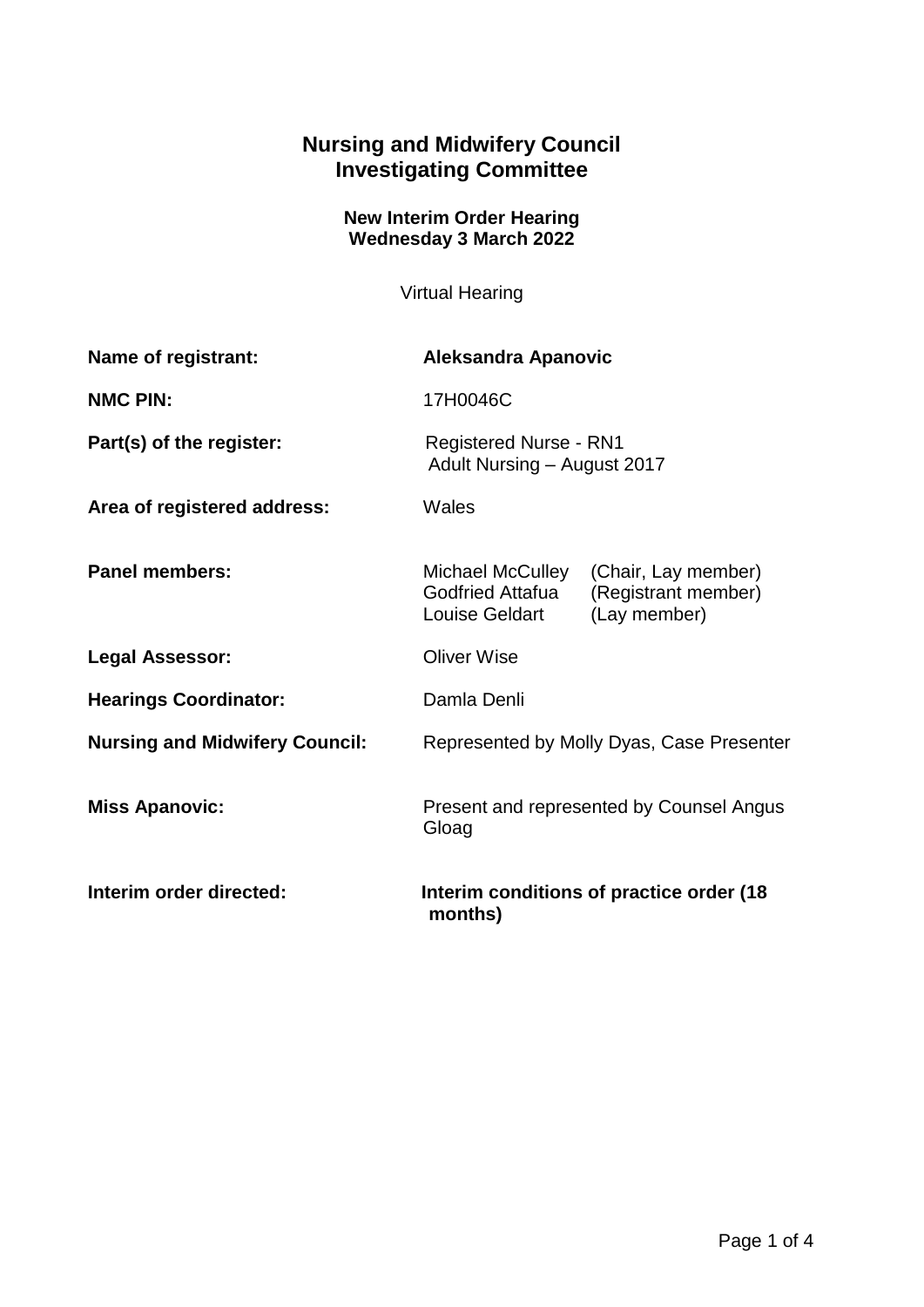# Nursing and Midwifery Council
# Investigating Committee

**New Interim Order Hearing**
**Wednesday 3 March 2022**

Virtual Hearing

| | | |
|---|---|---|
| **Name of registrant:** | **Aleksandra Apanovic** | |
| **NMC PIN:** | 17H0046C | |
| **Part(s) of the register:** | Registered Nurse - RN1<br>Adult Nursing – August 2017 | |
| **Area of registered address:** | Wales | |
| **Panel members:** | Michael McCulley | (Chair, Lay member) |
| | Godfried Attafua | (Registrant member) |
| | Louise Geldart | (Lay member) |
| **Legal Assessor:** | Oliver Wise | |
| **Hearings Coordinator:** | Damla Denli | |
| **Nursing and Midwifery Council:** | Represented by Molly Dyas, Case Presenter | |
| **Miss Apanovic:** | Present and represented by Counsel Angus Gloag | |
| **Interim order directed:** | **Interim conditions of practice order (18 months)** | |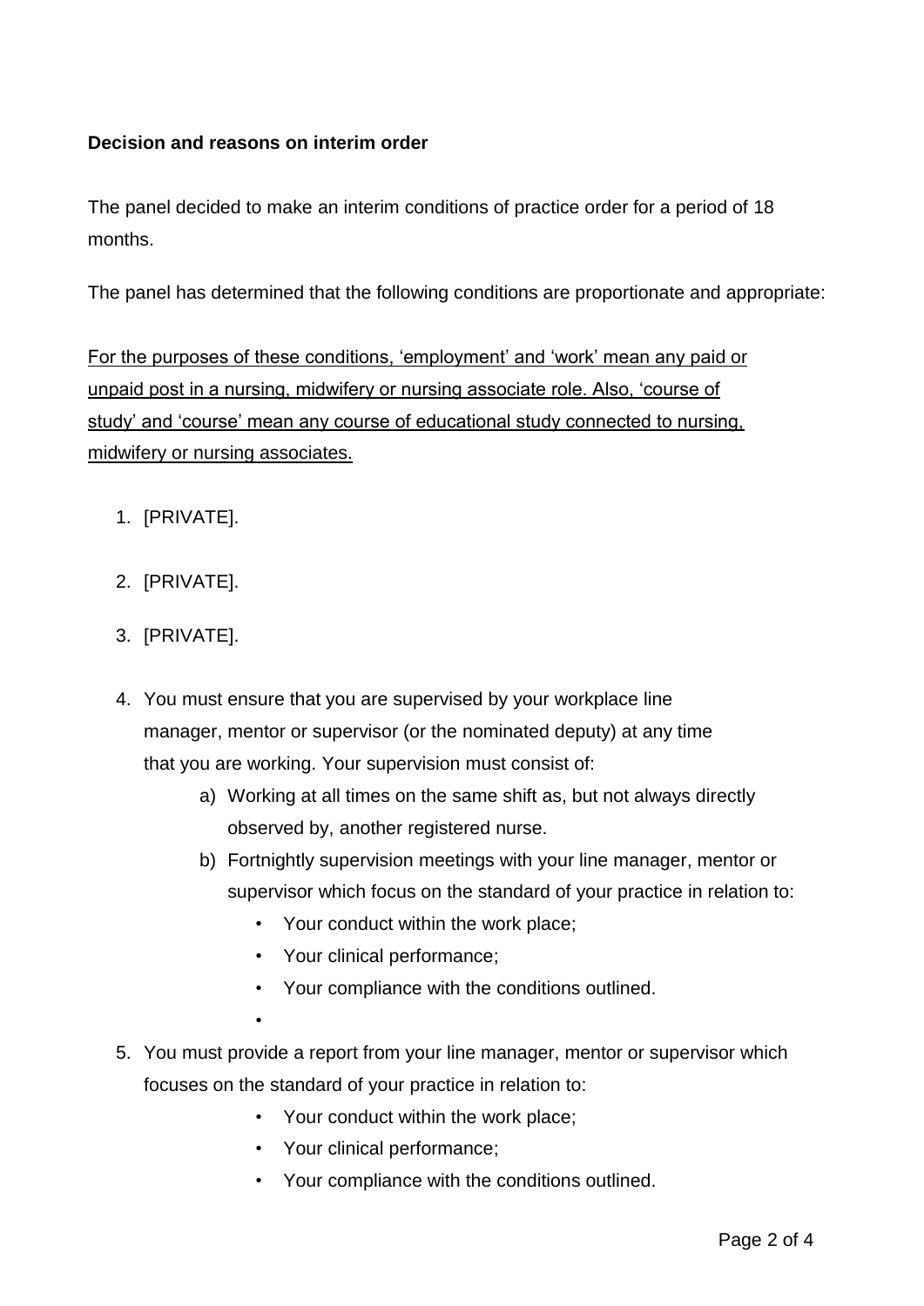**Decision and reasons on interim order**

The panel decided to make an interim conditions of practice order for a period of 18 months.

The panel has determined that the following conditions are proportionate and appropriate:

<u>For the purposes of these conditions, 'employment' and 'work' mean any paid or unpaid post in a nursing, midwifery or nursing associate role. Also, 'course of study' and 'course' mean any course of educational study connected to nursing, midwifery or nursing associates.</u>

1. [PRIVATE].

2. [PRIVATE].

3. [PRIVATE].

4. You must ensure that you are supervised by your workplace line manager, mentor or supervisor (or the nominated deputy) at any time that you are working. Your supervision must consist of:
    a) Working at all times on the same shift as, but not always directly observed by, another registered nurse.
    b) Fortnightly supervision meetings with your line manager, mentor or supervisor which focus on the standard of your practice in relation to:
        - Your conduct within the work place;
        - Your clinical performance;
        - Your compliance with the conditions outlined.

5. You must provide a report from your line manager, mentor or supervisor which focuses on the standard of your practice in relation to:
    - Your conduct within the work place;
    - Your clinical performance;
    - Your compliance with the conditions outlined.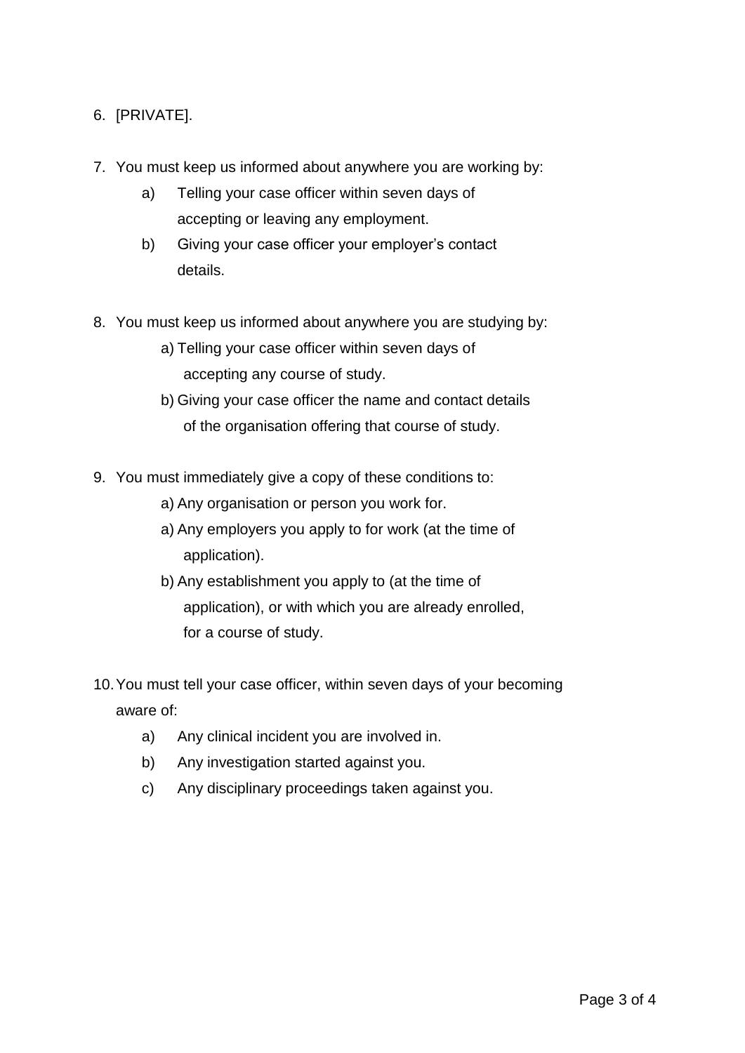6. [PRIVATE].

7. You must keep us informed about anywhere you are working by:
   a) Telling your case officer within seven days of accepting or leaving any employment.
   b) Giving your case officer your employer's contact details.

8. You must keep us informed about anywhere you are studying by:
   a) Telling your case officer within seven days of accepting any course of study.
   b) Giving your case officer the name and contact details of the organisation offering that course of study.

9. You must immediately give a copy of these conditions to:
   a) Any organisation or person you work for.
   a) Any employers you apply to for work (at the time of application).
   b) Any establishment you apply to (at the time of application), or with which you are already enrolled, for a course of study.

10. You must tell your case officer, within seven days of your becoming aware of:
    a) Any clinical incident you are involved in.
    b) Any investigation started against you.
    c) Any disciplinary proceedings taken against you.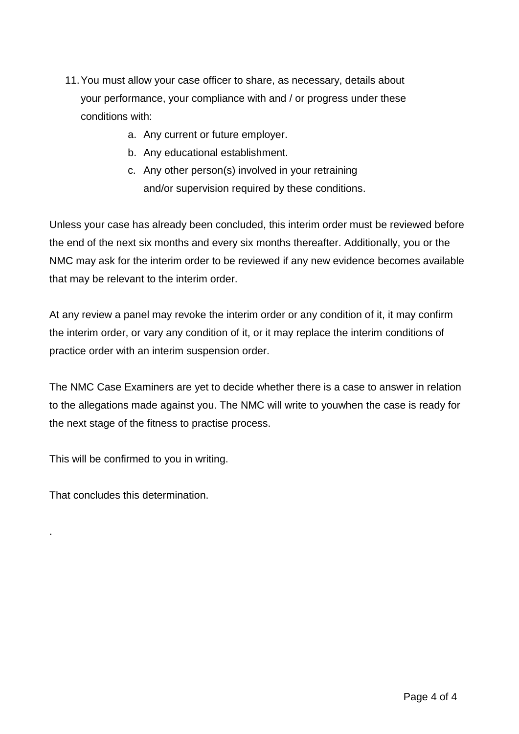11. You must allow your case officer to share, as necessary, details about your performance, your compliance with and / or progress under these conditions with:
    a. Any current or future employer.
    b. Any educational establishment.
    c. Any other person(s) involved in your retraining and/or supervision required by these conditions.

Unless your case has already been concluded, this interim order must be reviewed before the end of the next six months and every six months thereafter. Additionally, you or the NMC may ask for the interim order to be reviewed if any new evidence becomes available that may be relevant to the interim order.

At any review a panel may revoke the interim order or any condition of it, it may confirm the interim order, or vary any condition of it, or it may replace the interim conditions of practice order with an interim suspension order.

The NMC Case Examiners are yet to decide whether there is a case to answer in relation to the allegations made against you. The NMC will write to youwhen the case is ready for the next stage of the fitness to practise process.

This will be confirmed to you in writing.

That concludes this determination.

.